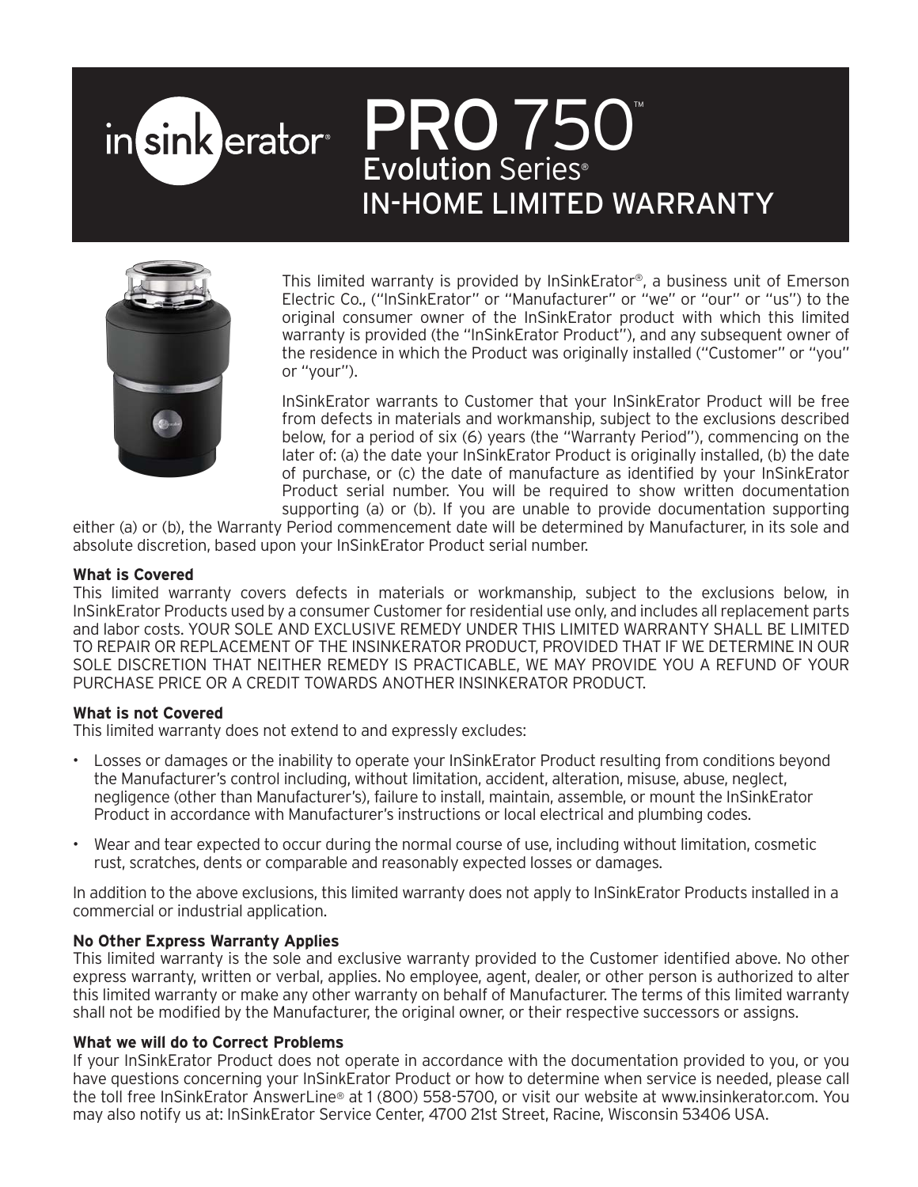# insinkerator PRO 750™ Evolution Series® IN-HOME LIMITED WARRANTY

This limited warranty is provided by InSinkErator®, a business unit of Emerson Electric Co., ("InSinkErator" or "Manufacturer" or "we" or "our" or "us") to the original consumer owner of the InSinkErator product with which this limited warranty is provided (the "InSinkErator Product"), and any subsequent owner of the residence in which the Product was originally installed ("Customer" or "you" or "your").

InSinkErator warrants to Customer that your InSinkErator Product will be free from defects in materials and workmanship, subject to the exclusions described below, for a period of six (6) years (the "Warranty Period"), commencing on the later of: (a) the date your InSinkErator Product is originally installed, (b) the date of purchase, or (c) the date of manufacture as identified by your InSinkErator Product serial number. You will be required to show written documentation supporting (a) or (b). If you are unable to provide documentation supporting either (a) or (b), the Warranty Period commencement date will be determined by Manufacturer, in its sole and absolute discretion, based upon your InSinkErator Product serial number.

**What is Covered**

This limited warranty covers defects in materials or workmanship, subject to the exclusions below, in InSinkErator Products used by a consumer Customer for residential use only, and includes all replacement parts and labor costs. YOUR SOLE AND EXCLUSIVE REMEDY UNDER THIS LIMITED WARRANTY SHALL BE LIMITED TO REPAIR OR REPLACEMENT OF THE INSINKERATOR PRODUCT, PROVIDED THAT IF WE DETERMINE IN OUR SOLE DISCRETION THAT NEITHER REMEDY IS PRACTICABLE, WE MAY PROVIDE YOU A REFUND OF YOUR PURCHASE PRICE OR A CREDIT TOWARDS ANOTHER INSINKERATOR PRODUCT.

**What is not Covered**

This limited warranty does not extend to and expressly excludes:

- Losses or damages or the inability to operate your InSinkErator Product resulting from conditions beyond the Manufacturer's control including, without limitation, accident, alteration, misuse, abuse, neglect, negligence (other than Manufacturer's), failure to install, maintain, assemble, or mount the InSinkErator Product in accordance with Manufacturer's instructions or local electrical and plumbing codes.
- Wear and tear expected to occur during the normal course of use, including without limitation, cosmetic rust, scratches, dents or comparable and reasonably expected losses or damages.

In addition to the above exclusions, this limited warranty does not apply to InSinkErator Products installed in a commercial or industrial application.

**No Other Express Warranty Applies**

This limited warranty is the sole and exclusive warranty provided to the Customer identified above. No other express warranty, written or verbal, applies. No employee, agent, dealer, or other person is authorized to alter this limited warranty or make any other warranty on behalf of Manufacturer. The terms of this limited warranty shall not be modified by the Manufacturer, the original owner, or their respective successors or assigns.

**What we will do to Correct Problems**

If your InSinkErator Product does not operate in accordance with the documentation provided to you, or you have questions concerning your InSinkErator Product or how to determine when service is needed, please call the toll free InSinkErator AnswerLine® at 1 (800) 558-5700, or visit our website at www.insinkerator.com. You may also notify us at: InSinkErator Service Center, 4700 21st Street, Racine, Wisconsin 53406 USA.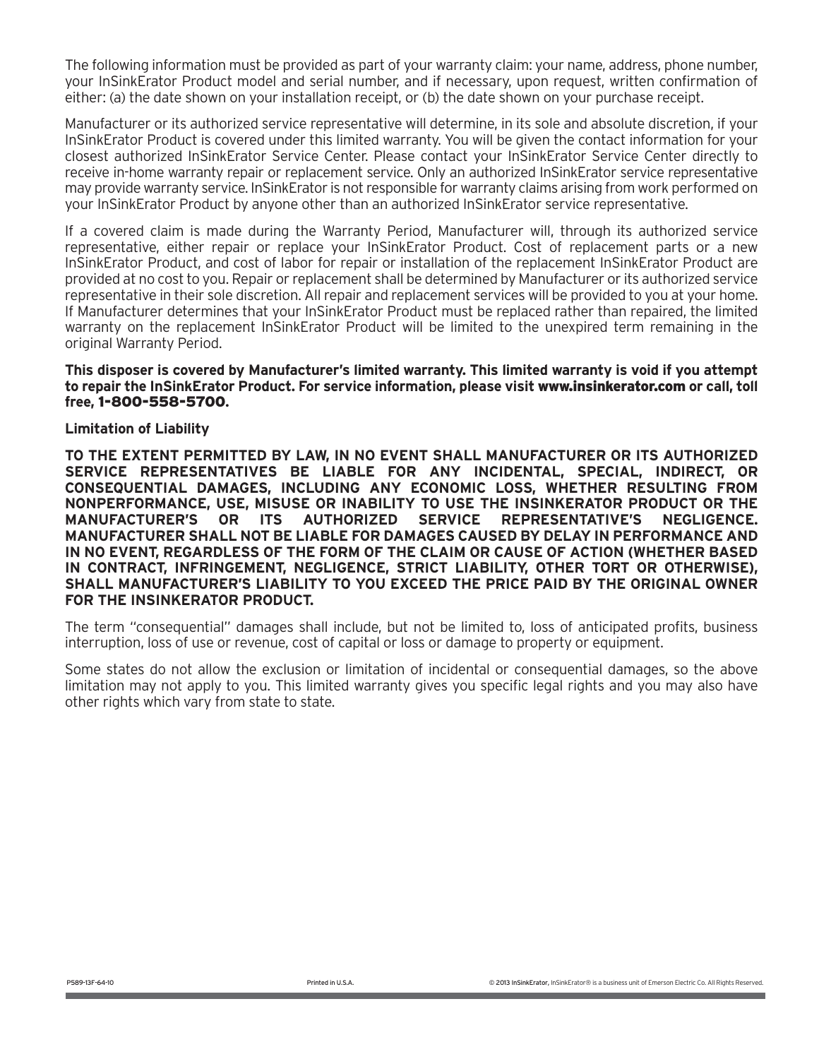The following information must be provided as part of your warranty claim: your name, address, phone number, your InSinkErator Product model and serial number, and if necessary, upon request, written confirmation of either: (a) the date shown on your installation receipt, or (b) the date shown on your purchase receipt.

Manufacturer or its authorized service representative will determine, in its sole and absolute discretion, if your InSinkErator Product is covered under this limited warranty. You will be given the contact information for your closest authorized InSinkErator Service Center. Please contact your InSinkErator Service Center directly to receive in-home warranty repair or replacement service. Only an authorized InSinkErator service representative may provide warranty service. InSinkErator is not responsible for warranty claims arising from work performed on your InSinkErator Product by anyone other than an authorized InSinkErator service representative.

If a covered claim is made during the Warranty Period, Manufacturer will, through its authorized service representative, either repair or replace your InSinkErator Product. Cost of replacement parts or a new InSinkErator Product, and cost of labor for repair or installation of the replacement InSinkErator Product are provided at no cost to you. Repair or replacement shall be determined by Manufacturer or its authorized service representative in their sole discretion. All repair and replacement services will be provided to you at your home. If Manufacturer determines that your InSinkErator Product must be replaced rather than repaired, the limited warranty on the replacement InSinkErator Product will be limited to the unexpired term remaining in the original Warranty Period.

**This disposer is covered by Manufacturer's limited warranty. This limited warranty is void if you attempt to repair the InSinkErator Product. For service information, please visit www.insinkerator.com or call, toll free, 1-800-558-5700.**

**Limitation of Liability**

**TO THE EXTENT PERMITTED BY LAW, IN NO EVENT SHALL MANUFACTURER OR ITS AUTHORIZED SERVICE REPRESENTATIVES BE LIABLE FOR ANY INCIDENTAL, SPECIAL, INDIRECT, OR CONSEQUENTIAL DAMAGES, INCLUDING ANY ECONOMIC LOSS, WHETHER RESULTING FROM NONPERFORMANCE, USE, MISUSE OR INABILITY TO USE THE INSINKERATOR PRODUCT OR THE MANUFACTURER'S OR ITS AUTHORIZED SERVICE REPRESENTATIVE'S NEGLIGENCE. MANUFACTURER SHALL NOT BE LIABLE FOR DAMAGES CAUSED BY DELAY IN PERFORMANCE AND IN NO EVENT, REGARDLESS OF THE FORM OF THE CLAIM OR CAUSE OF ACTION (WHETHER BASED IN CONTRACT, INFRINGEMENT, NEGLIGENCE, STRICT LIABILITY, OTHER TORT OR OTHERWISE), SHALL MANUFACTURER'S LIABILITY TO YOU EXCEED THE PRICE PAID BY THE ORIGINAL OWNER FOR THE INSINKERATOR PRODUCT.**

The term ''consequential'' damages shall include, but not be limited to, loss of anticipated profits, business interruption, loss of use or revenue, cost of capital or loss or damage to property or equipment.

Some states do not allow the exclusion or limitation of incidental or consequential damages, so the above limitation may not apply to you. This limited warranty gives you specific legal rights and you may also have other rights which vary from state to state.

P589-13F-64-10 Printed in U.S.A. © 2013 InSinkErator, InSinkErator® is a business unit of Emerson Electric Co. All Rights Reserved.